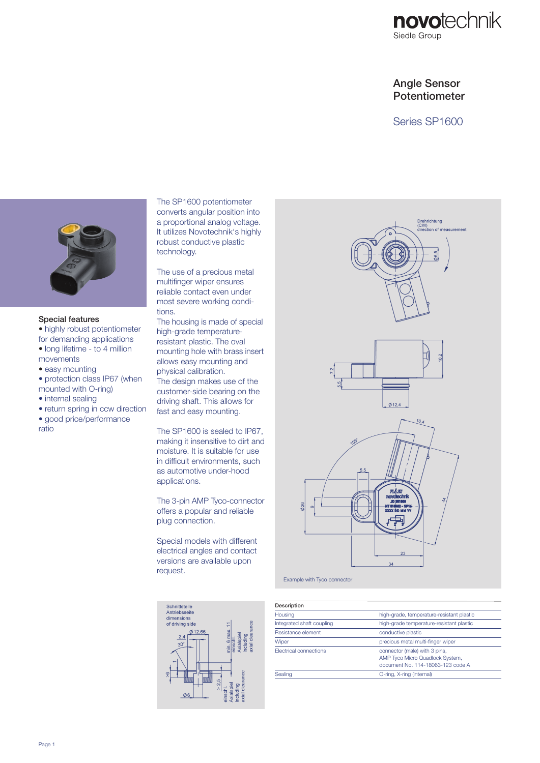novotechnik
Siedle Group

# Angle Sensor Potentiometer

## Series SP1600

### Special features

- highly robust potentiometer for demanding applications
- long lifetime - to 4 million movements
- easy mounting
- protection class IP67 (when mounted with O-ring)
- internal sealing
- return spring in ccw direction
- good price/performance ratio

The SP1600 potentiometer converts angular position into a proportional analog voltage. It utilizes Novotechnik's highly robust conductive plastic technology.

The use of a precious metal multifinger wiper ensures reliable contact even under most severe working conditions.
The housing is made of special high-grade temperature-resistant plastic. The oval mounting hole with brass insert allows easy mounting and physical calibration.
The design makes use of the customer-side bearing on the driving shaft. This allows for fast and easy mounting.

The SP1600 is sealed to IP67, making it insensitive to dirt and moisture. It is suitable for use in difficult environments, such as automotive under-hood applications.

The 3-pin AMP Tyco-connector offers a popular and reliable plug connection.

Special models with different electrical angles and contact versions are available upon request.

Example with Tyco connector

Schnittstelle Antriebsseite dimensions of driving side

| Description | |
|---|---|
| Housing | high-grade, temperature-resistant plastic |
| Integrated shaft coupling | high-grade temperature-resistant plastic |
| Resistance element | conductive plastic |
| Wiper | precious metal multi-finger wiper |
| Electrical connections | connector (male) with 3 pins, AMP Tyco Micro Quadlock System, document No. 114-18063-123 code A |
| Sealing | O-ring, X-ring (internal) |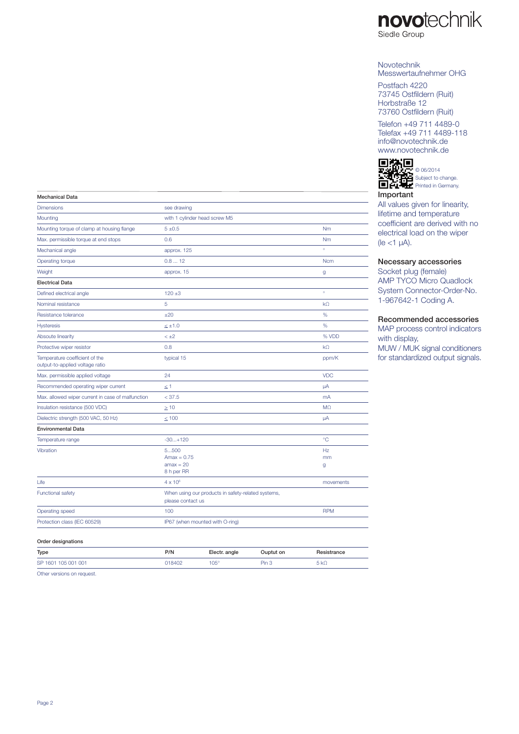**novotechnik**
Siedle Group

Novotechnik
Messwertaufnehmer OHG

Postfach 4220
73745 Ostfildern (Ruit)
Horbstraße 12
73760 Ostfildern (Ruit)

Telefon +49 711 4489-0
Telefax +49 711 4489-118
info@novotechnik.de
www.novotechnik.de

© 06/2014
Subject to change.
Printed in Germany.

| Mechanical Data | | |
|---|---|---|
| Dimensions | see drawing | |
| Mounting | with 1 cylinder head screw M5 | |
| Mounting torque of clamp at housing flange | 5 ±0.5 | Nm |
| Max. permissible torque at end stops | 0.6 | Nm |
| Mechanical angle | approx. 125 | ° |
| Operating torque | 0.8 ... 12 | Ncm |
| Weight | approx. 15 | g |
| **Electrical Data** | | |
| Defined electrical angle | 120 ±3 | ° |
| Nominal resistance | 5 | kΩ |
| Resistance tolerance | ±20 | % |
| Hysteresis | ≤ ±1.0 | % |
| Absoute linearity | < ±2 | % VDD |
| Protective wiper resistor | 0.8 | kΩ |
| Temperature coefficient of the output-to-applied voltage ratio | typical 15 | ppm/K |
| Max. permissible applied voltage | 24 | VDC |
| Recommended operating wiper current | ≤ 1 | µA |
| Max. allowed wiper current in case of malfunction | < 37.5 | mA |
| Insulation resistance (500 VDC) | ≥ 10 | MΩ |
| Dielectric strength (500 VAC, 50 Hz) | ≤ 100 | µA |
| **Environmental Data** | | |
| Temperature range | -30...+120 | °C |
| Vibration | 5...500<br>Amax = 0.75<br>amax = 20<br>8 h per RR | Hz<br>mm<br>g |
| Life | 4 x $10^6$ | movements |
| Functional safety | When using our products in safety-related systems, please contact us | |
| Operating speed | 100 | RPM |
| Protection class (IEC 60529) | IP67 (when mounted with O-ring) | |

**Order designations**

| Type | P/N | Electr. angle | Ouptut on | Resistrance |
|---|---|---|---|---|
| SP 1601 105 001 001 | 018402 | 105° | Pin 3 | 5 kΩ |

Other versions on request.

### Important

All values given for linearity, lifetime and temperature coefficient are derived with no electrical load on the wiper (le <1 µA).

### Necessary accessories

Socket plug (female)
AMP TYCO Micro Quadlock System Connector-Order-No. 1-967642-1 Coding A.

### Recommended accessories

MAP process control indicators with display,
MUW / MUK signal conditioners for standardized output signals.